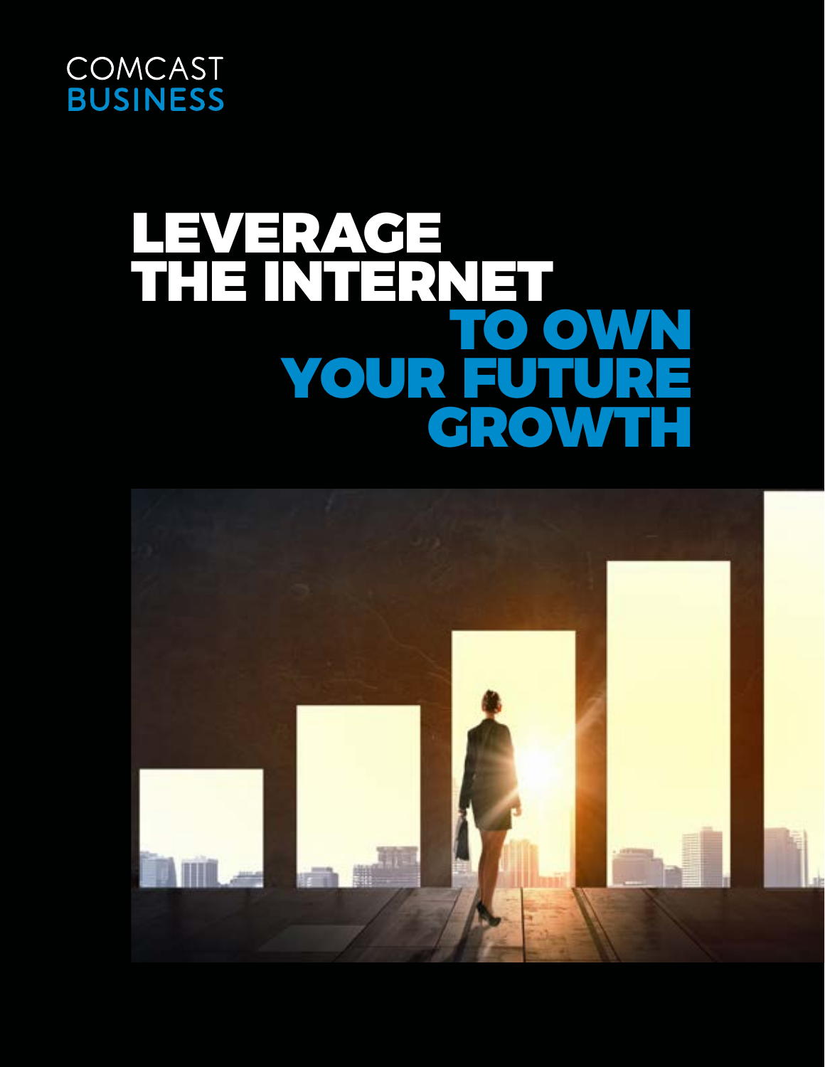COMCAST
BUSINESS

# LEVERAGE THE INTERNET TO OWN YOUR FUTURE GROWTH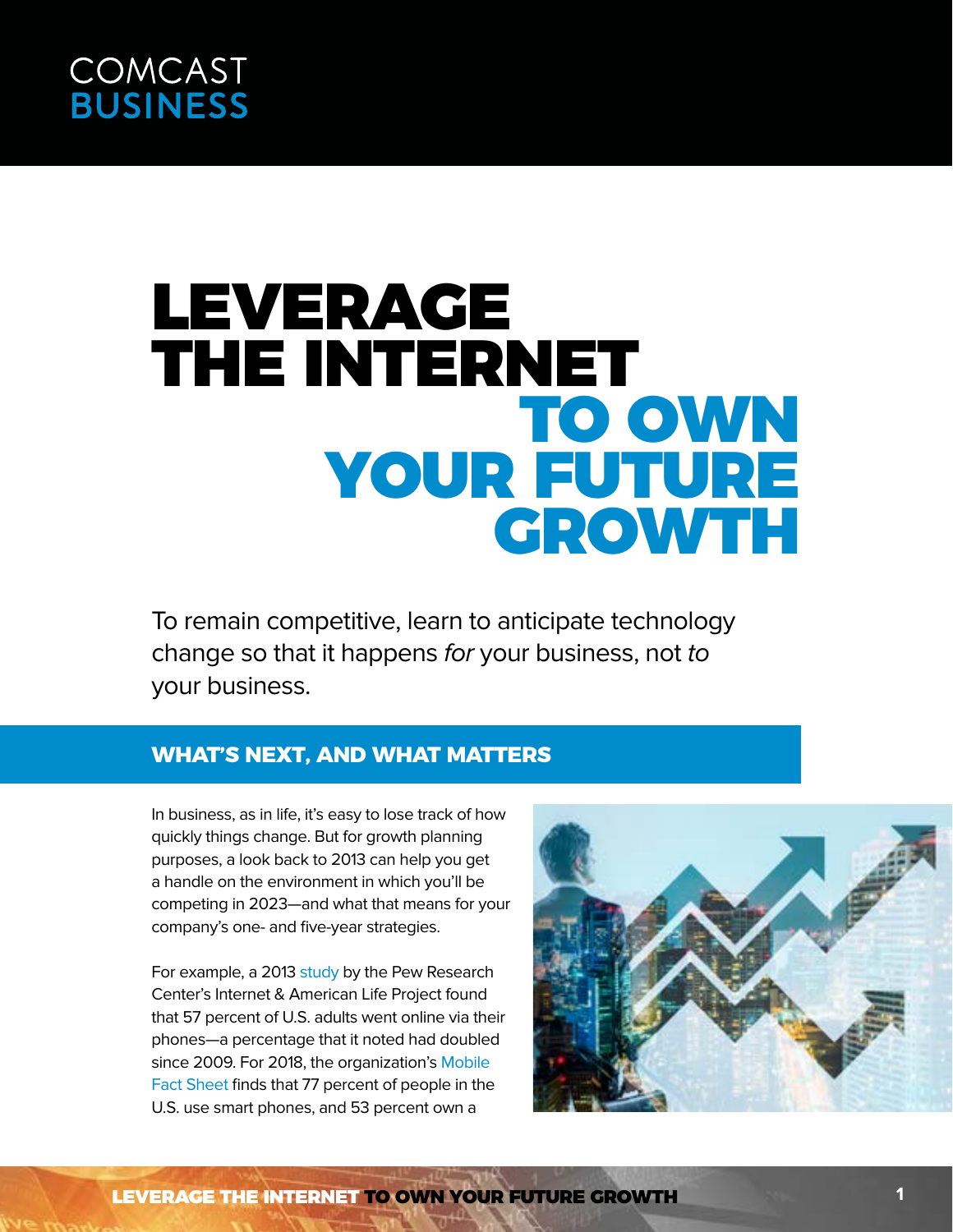COMCAST
BUSINESS

# LEVERAGE THE INTERNET TO OWN YOUR FUTURE GROWTH

To remain competitive, learn to anticipate technology change so that it happens *for* your business, not *to* your business.

## WHAT'S NEXT, AND WHAT MATTERS

In business, as in life, it's easy to lose track of how quickly things change. But for growth planning purposes, a look back to 2013 can help you get a handle on the environment in which you'll be competing in 2023—and what that means for your company's one- and five-year strategies.

For example, a 2013 study by the Pew Research Center's Internet & American Life Project found that 57 percent of U.S. adults went online via their phones—a percentage that it noted had doubled since 2009. For 2018, the organization's Mobile Fact Sheet finds that 77 percent of people in the U.S. use smart phones, and 53 percent own a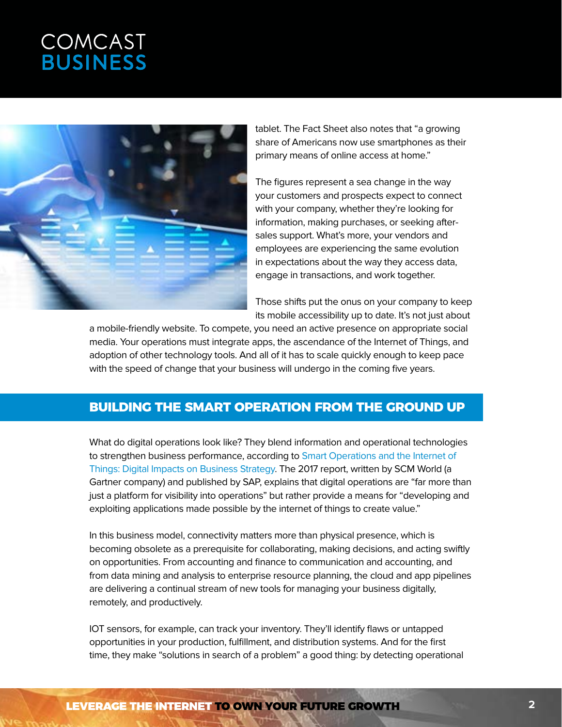tablet. The Fact Sheet also notes that "a growing share of Americans now use smartphones as their primary means of online access at home."

The figures represent a sea change in the way your customers and prospects expect to connect with your company, whether they're looking for information, making purchases, or seeking after-sales support. What's more, your vendors and employees are experiencing the same evolution in expectations about the way they access data, engage in transactions, and work together.

Those shifts put the onus on your company to keep its mobile accessibility up to date. It's not just about a mobile-friendly website. To compete, you need an active presence on appropriate social media. Your operations must integrate apps, the ascendance of the Internet of Things, and adoption of other technology tools. And all of it has to scale quickly enough to keep pace with the speed of change that your business will undergo in the coming five years.

## BUILDING THE SMART OPERATION FROM THE GROUND UP

What do digital operations look like? They blend information and operational technologies to strengthen business performance, according to Smart Operations and the Internet of Things: Digital Impacts on Business Strategy. The 2017 report, written by SCM World (a Gartner company) and published by SAP, explains that digital operations are "far more than just a platform for visibility into operations" but rather provide a means for "developing and exploiting applications made possible by the internet of things to create value."

In this business model, connectivity matters more than physical presence, which is becoming obsolete as a prerequisite for collaborating, making decisions, and acting swiftly on opportunities. From accounting and finance to communication and accounting, and from data mining and analysis to enterprise resource planning, the cloud and app pipelines are delivering a continual stream of new tools for managing your business digitally, remotely, and productively.

IOT sensors, for example, can track your inventory. They'll identify flaws or untapped opportunities in your production, fulfillment, and distribution systems. And for the first time, they make "solutions in search of a problem" a good thing: by detecting operational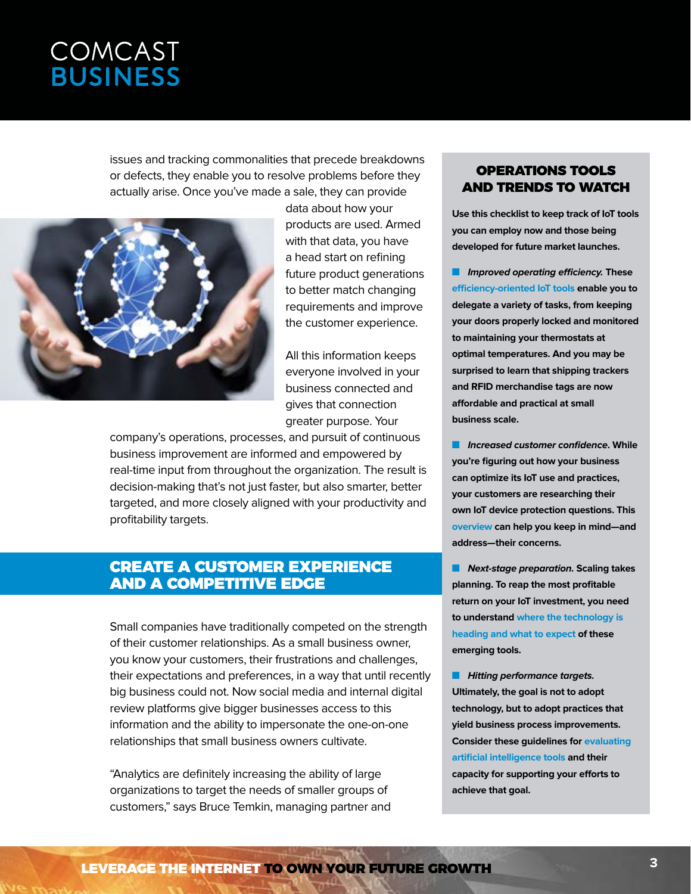issues and tracking commonalities that precede breakdowns or defects, they enable you to resolve problems before they actually arise. Once you've made a sale, they can provide data about how your products are used. Armed with that data, you have a head start on refining future product generations to better match changing requirements and improve the customer experience.

All this information keeps everyone involved in your business connected and gives that connection greater purpose. Your company's operations, processes, and pursuit of continuous business improvement are informed and empowered by real-time input from throughout the organization. The result is decision-making that's not just faster, but also smarter, better targeted, and more closely aligned with your productivity and profitability targets.

## CREATE A CUSTOMER EXPERIENCE AND A COMPETITIVE EDGE

Small companies have traditionally competed on the strength of their customer relationships. As a small business owner, you know your customers, their frustrations and challenges, their expectations and preferences, in a way that until recently big business could not. Now social media and internal digital review platforms give bigger businesses access to this information and the ability to impersonate the one-on-one relationships that small business owners cultivate.

"Analytics are definitely increasing the ability of large organizations to target the needs of smaller groups of customers," says Bruce Temkin, managing partner and

### OPERATIONS TOOLS AND TRENDS TO WATCH

**Use this checklist to keep track of IoT tools you can employ now and those being developed for future market launches.**

- ***Improved operating efficiency.*** **These efficiency-oriented IoT tools enable you to delegate a variety of tasks, from keeping your doors properly locked and monitored to maintaining your thermostats at optimal temperatures. And you may be surprised to learn that shipping trackers and RFID merchandise tags are now affordable and practical at small business scale.**
- ***Increased customer confidence*****. While you're figuring out how your business can optimize its IoT use and practices, your customers are researching their own IoT device protection questions. This overview can help you keep in mind—and address—their concerns.**
- ***Next-stage preparation.*** **Scaling takes planning. To reap the most profitable return on your IoT investment, you need to understand where the technology is heading and what to expect of these emerging tools.**
- ***Hitting performance targets.*** **Ultimately, the goal is not to adopt technology, but to adopt practices that yield business process improvements. Consider these guidelines for evaluating artificial intelligence tools and their capacity for supporting your efforts to achieve that goal.**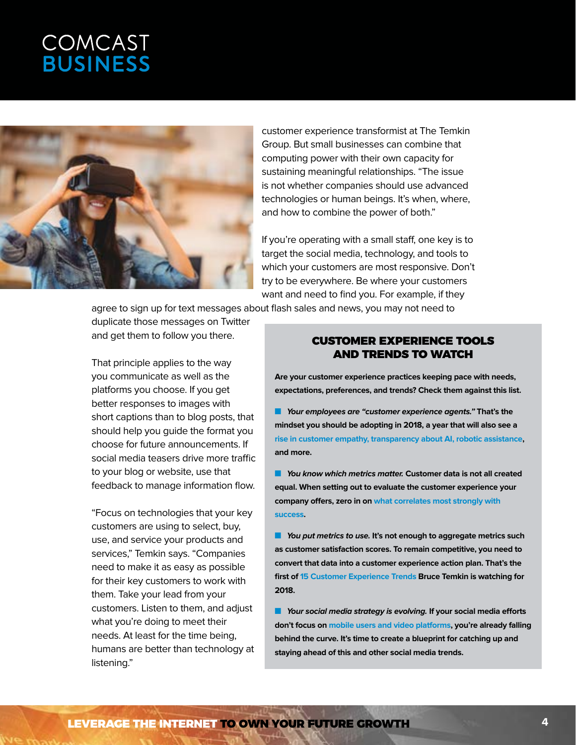customer experience transformist at The Temkin Group. But small businesses can combine that computing power with their own capacity for sustaining meaningful relationships. “The issue is not whether companies should use advanced technologies or human beings. It’s when, where, and how to combine the power of both.”

If you’re operating with a small staff, one key is to target the social media, technology, and tools to which your customers are most responsive. Don’t try to be everywhere. Be where your customers want and need to find you. For example, if they agree to sign up for text messages about flash sales and news, you may not need to duplicate those messages on Twitter and get them to follow you there.

That principle applies to the way you communicate as well as the platforms you choose. If you get better responses to images with short captions than to blog posts, that should help you guide the format you choose for future announcements. If social media teasers drive more traffic to your blog or website, use that feedback to manage information flow.

“Focus on technologies that your key customers are using to select, buy, use, and service your products and services,” Temkin says. “Companies need to make it as easy as possible for their key customers to work with them. Take your lead from your customers. Listen to them, and adjust what you’re doing to meet their needs. At least for the time being, humans are better than technology at listening.”

## CUSTOMER EXPERIENCE TOOLS AND TRENDS TO WATCH

**Are your customer experience practices keeping pace with needs, expectations, preferences, and trends? Check them against this list.**

- ***Your employees are “customer experience agents.”*** **That’s the mindset you should be adopting in 2018, a year that will also see a rise in customer empathy, transparency about AI, robotic assistance, and more.**

- ***You know which metrics matter.*** **Customer data is not all created equal. When setting out to evaluate the customer experience your company offers, zero in on what correlates most strongly with success.**

- ***You put metrics to use.*** **It’s not enough to aggregate metrics such as customer satisfaction scores. To remain competitive, you need to convert that data into a customer experience action plan. That’s the first of 15 Customer Experience Trends Bruce Temkin is watching for 2018.**

- ***Your social media strategy is evolving.*** **If your social media efforts don’t focus on mobile users and video platforms, you’re already falling behind the curve. It’s time to create a blueprint for catching up and staying ahead of this and other social media trends.**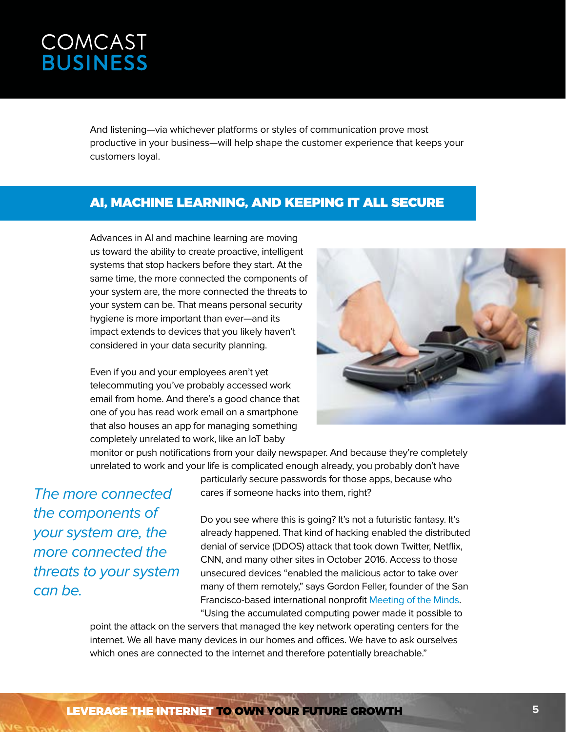And listening—via whichever platforms or styles of communication prove most productive in your business—will help shape the customer experience that keeps your customers loyal.

## AI, MACHINE LEARNING, AND KEEPING IT ALL SECURE

Advances in AI and machine learning are moving us toward the ability to create proactive, intelligent systems that stop hackers before they start. At the same time, the more connected the components of your system are, the more connected the threats to your system can be. That means personal security hygiene is more important than ever—and its impact extends to devices that you likely haven't considered in your data security planning.

Even if you and your employees aren't yet telecommuting you've probably accessed work email from home. And there's a good chance that one of you has read work email on a smartphone that also houses an app for managing something completely unrelated to work, like an IoT baby monitor or push notifications from your daily newspaper. And because they're completely unrelated to work and your life is complicated enough already, you probably don't have particularly secure passwords for those apps, because who cares if someone hacks into them, right?

*The more connected the components of your system are, the more connected the threats to your system can be.*

Do you see where this is going? It's not a futuristic fantasy. It's already happened. That kind of hacking enabled the distributed denial of service (DDOS) attack that took down Twitter, Netflix, CNN, and many other sites in October 2016. Access to those unsecured devices "enabled the malicious actor to take over many of them remotely," says Gordon Feller, founder of the San Francisco-based international nonprofit Meeting of the Minds. "Using the accumulated computing power made it possible to point the attack on the servers that managed the key network operating centers for the internet. We all have many devices in our homes and offices. We have to ask ourselves which ones are connected to the internet and therefore potentially breachable."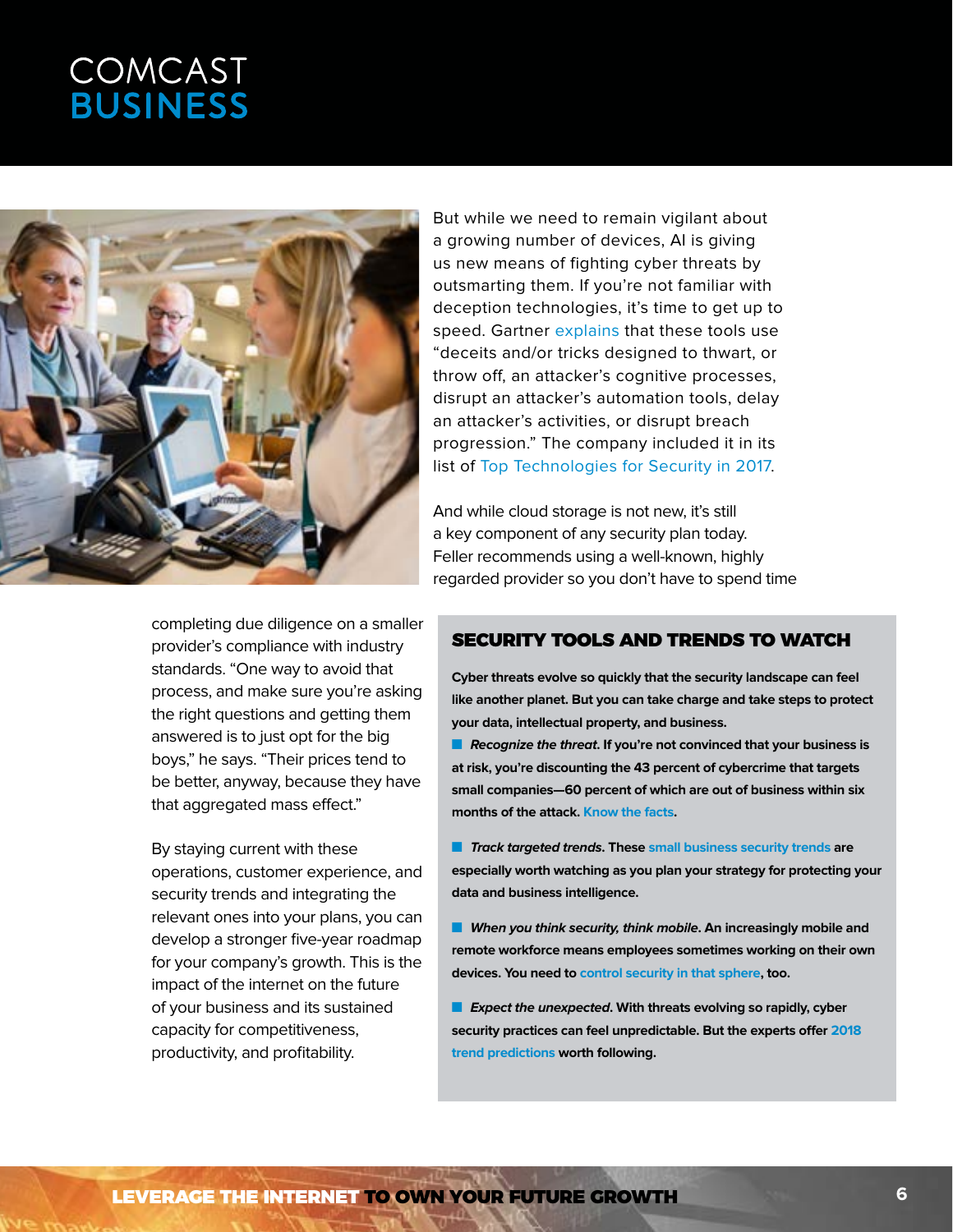But while we need to remain vigilant about a growing number of devices, AI is giving us new means of fighting cyber threats by outsmarting them. If you're not familiar with deception technologies, it's time to get up to speed. Gartner explains that these tools use "deceits and/or tricks designed to thwart, or throw off, an attacker's cognitive processes, disrupt an attacker's automation tools, delay an attacker's activities, or disrupt breach progression." The company included it in its list of Top Technologies for Security in 2017.

And while cloud storage is not new, it's still a key component of any security plan today. Feller recommends using a well-known, highly regarded provider so you don't have to spend time completing due diligence on a smaller provider's compliance with industry standards. "One way to avoid that process, and make sure you're asking the right questions and getting them answered is to just opt for the big boys," he says. "Their prices tend to be better, anyway, because they have that aggregated mass effect."

By staying current with these operations, customer experience, and security trends and integrating the relevant ones into your plans, you can develop a stronger five-year roadmap for your company's growth. This is the impact of the internet on the future of your business and its sustained capacity for competitiveness, productivity, and profitability.

## SECURITY TOOLS AND TRENDS TO WATCH

**Cyber threats evolve so quickly that the security landscape can feel like another planet. But you can take charge and take steps to protect your data, intellectual property, and business.**

- ***Recognize the threat.*** **If you're not convinced that your business is at risk, you're discounting the 43 percent of cybercrime that targets small companies—60 percent of which are out of business within six months of the attack. Know the facts.**

- ***Track targeted trends*****. These small business security trends are especially worth watching as you plan your strategy for protecting your data and business intelligence.**

- ***When you think security, think mobile*****. An increasingly mobile and remote workforce means employees sometimes working on their own devices. You need to control security in that sphere, too.**

- ***Expect the unexpected*****. With threats evolving so rapidly, cyber security practices can feel unpredictable. But the experts offer 2018 trend predictions worth following.**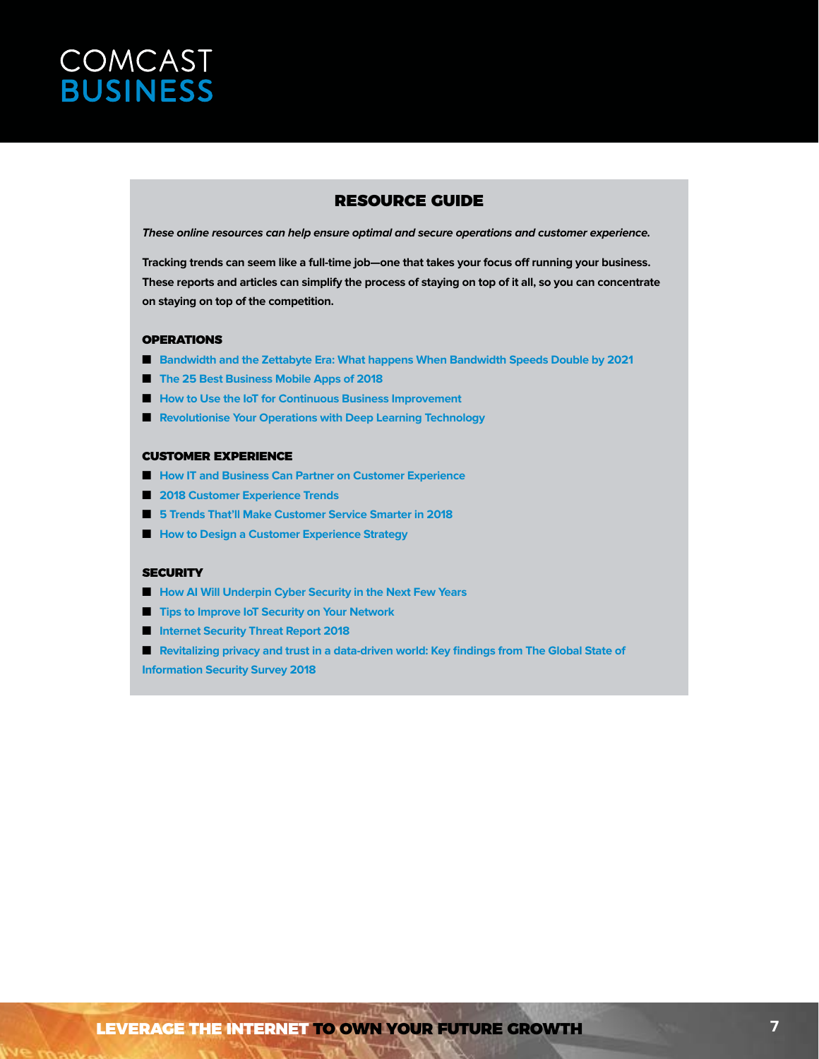COMCAST
BUSINESS

## RESOURCE GUIDE

***These online resources can help ensure optimal and secure operations and customer experience.***

**Tracking trends can seem like a full-time job—one that takes your focus off running your business. These reports and articles can simplify the process of staying on top of it all, so you can concentrate on staying on top of the competition.**

### OPERATIONS

- **Bandwidth and the Zettabyte Era: What happens When Bandwidth Speeds Double by 2021**
- **The 25 Best Business Mobile Apps of 2018**
- **How to Use the IoT for Continuous Business Improvement**
- **Revolutionise Your Operations with Deep Learning Technology**

### CUSTOMER EXPERIENCE

- **How IT and Business Can Partner on Customer Experience**
- **2018 Customer Experience Trends**
- **5 Trends That'll Make Customer Service Smarter in 2018**
- **How to Design a Customer Experience Strategy**

### SECURITY

- **How AI Will Underpin Cyber Security in the Next Few Years**
- **Tips to Improve IoT Security on Your Network**
- **Internet Security Threat Report 2018**
- **Revitalizing privacy and trust in a data-driven world: Key findings from The Global State of Information Security Survey 2018**